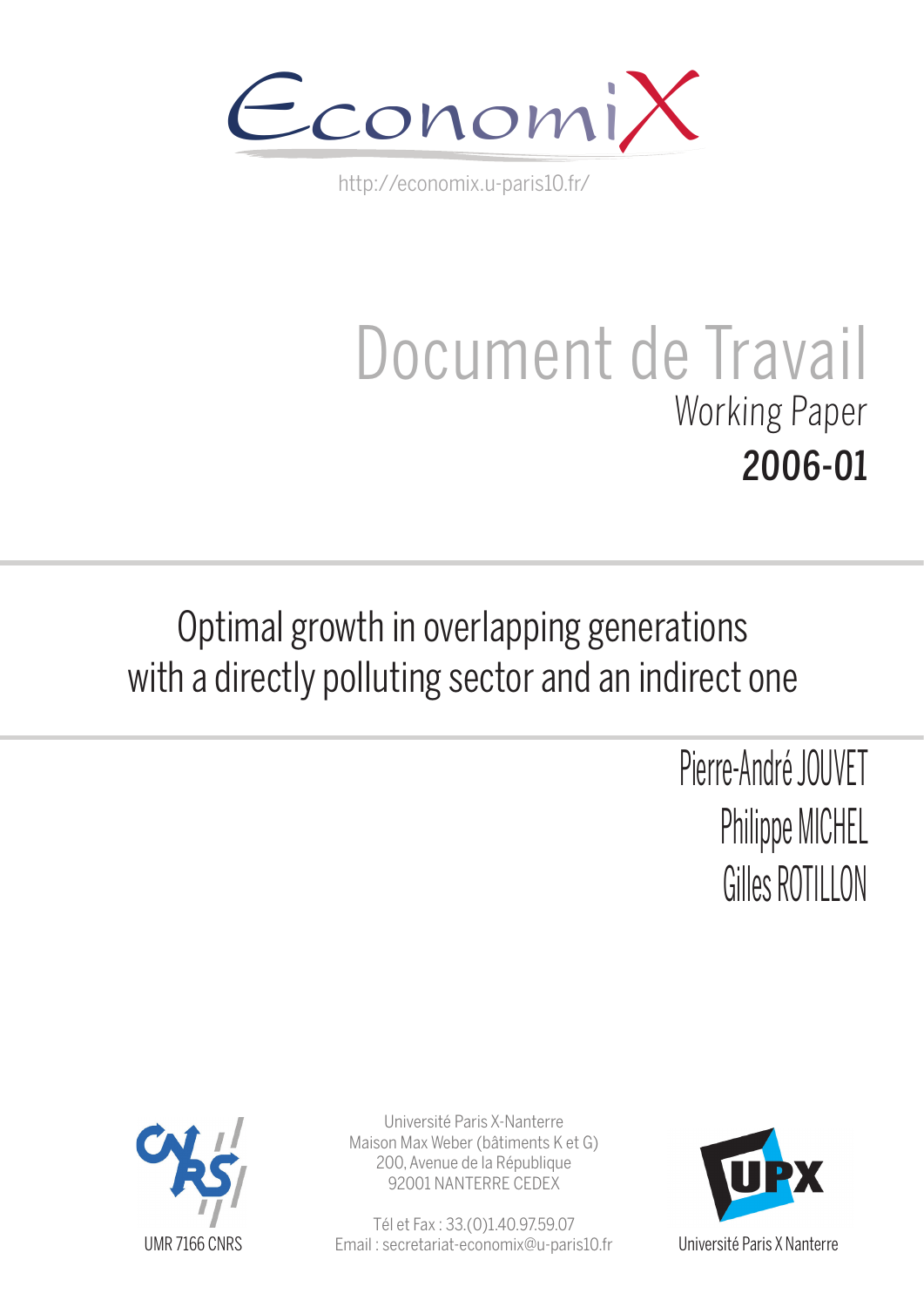EconomiX

http://economix.u-paris10.fr/

# Document de Travail

Working Paper

**2006-01**

## Optimal growth in overlapping generations with a directly polluting sector and an indirect one

Pierre-André JOUVET

Philippe MICHEL

Gilles ROTILLON

UMR 7166 CNRS

Université Paris X-Nanterre
Maison Max Weber (bâtiments K et G)
200, Avenue de la République
92001 NANTERRE CEDEX

Tél et Fax : 33.(0)1.40.97.59.07
Email : secretariat-economix@u-paris10.fr

Université Paris X Nanterre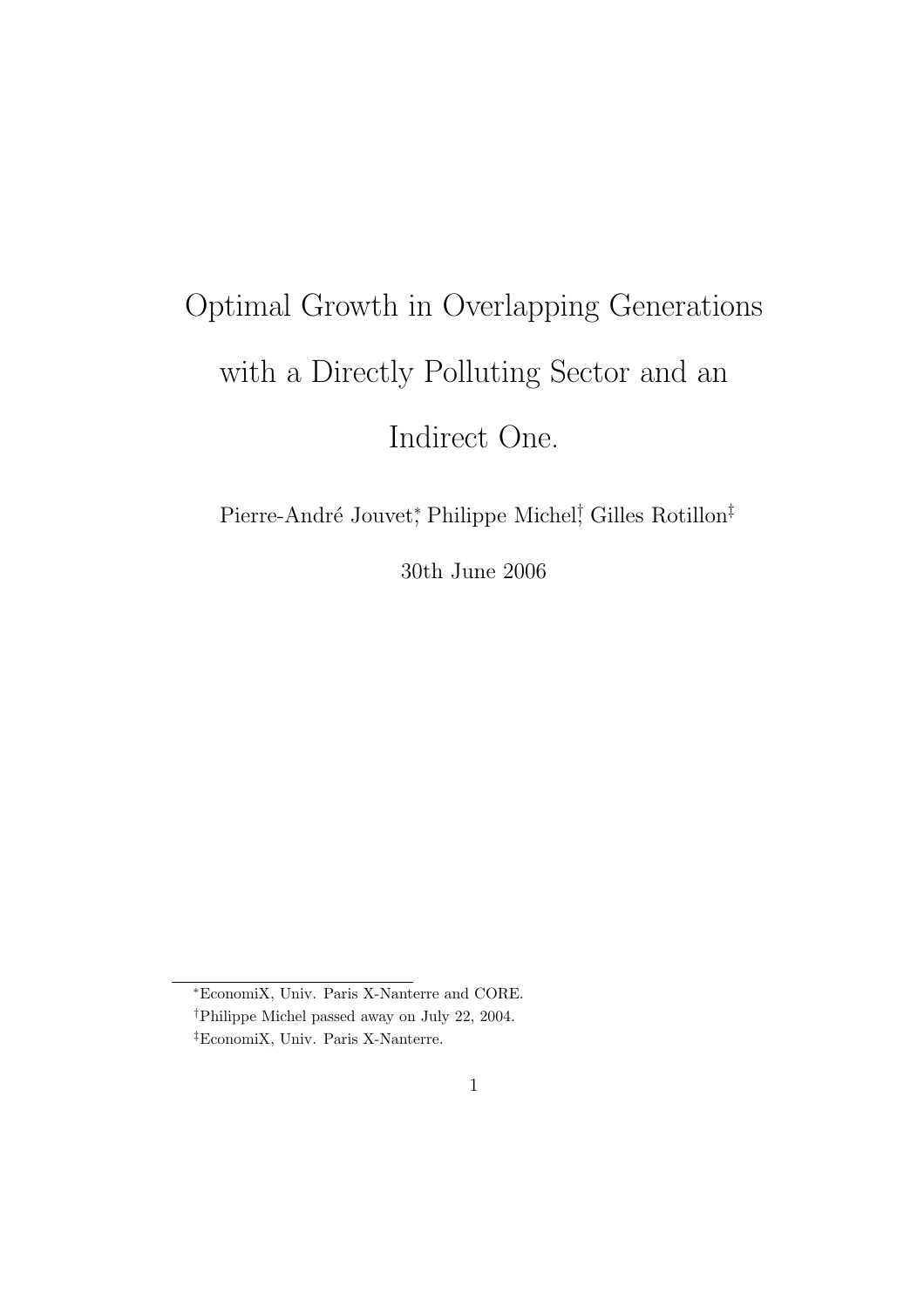# Optimal Growth in Overlapping Generations with a Directly Polluting Sector and an Indirect One.

Pierre-André Jouvet[*], Philippe Michel[†], Gilles Rotillon[‡]

30th June 2006

[*] EconomiX, Univ. Paris X-Nanterre and CORE.

[†] Philippe Michel passed away on July 22, 2004.

[‡] EconomiX, Univ. Paris X-Nanterre.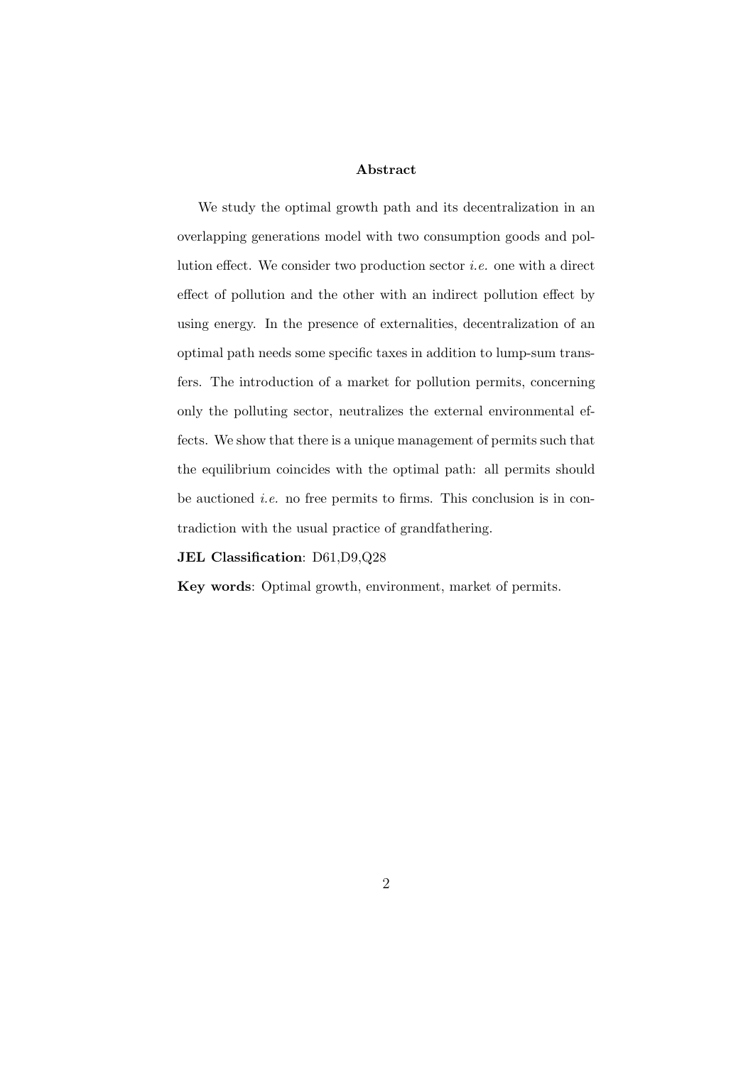## Abstract

We study the optimal growth path and its decentralization in an overlapping generations model with two consumption goods and pollution effect. We consider two production sector *i.e.* one with a direct effect of pollution and the other with an indirect pollution effect by using energy. In the presence of externalities, decentralization of an optimal path needs some specific taxes in addition to lump-sum transfers. The introduction of a market for pollution permits, concerning only the polluting sector, neutralizes the external environmental effects. We show that there is a unique management of permits such that the equilibrium coincides with the optimal path: all permits should be auctioned *i.e.* no free permits to firms. This conclusion is in contradiction with the usual practice of grandfathering.

**JEL Classification**: D61,D9,Q28

**Key words**: Optimal growth, environment, market of permits.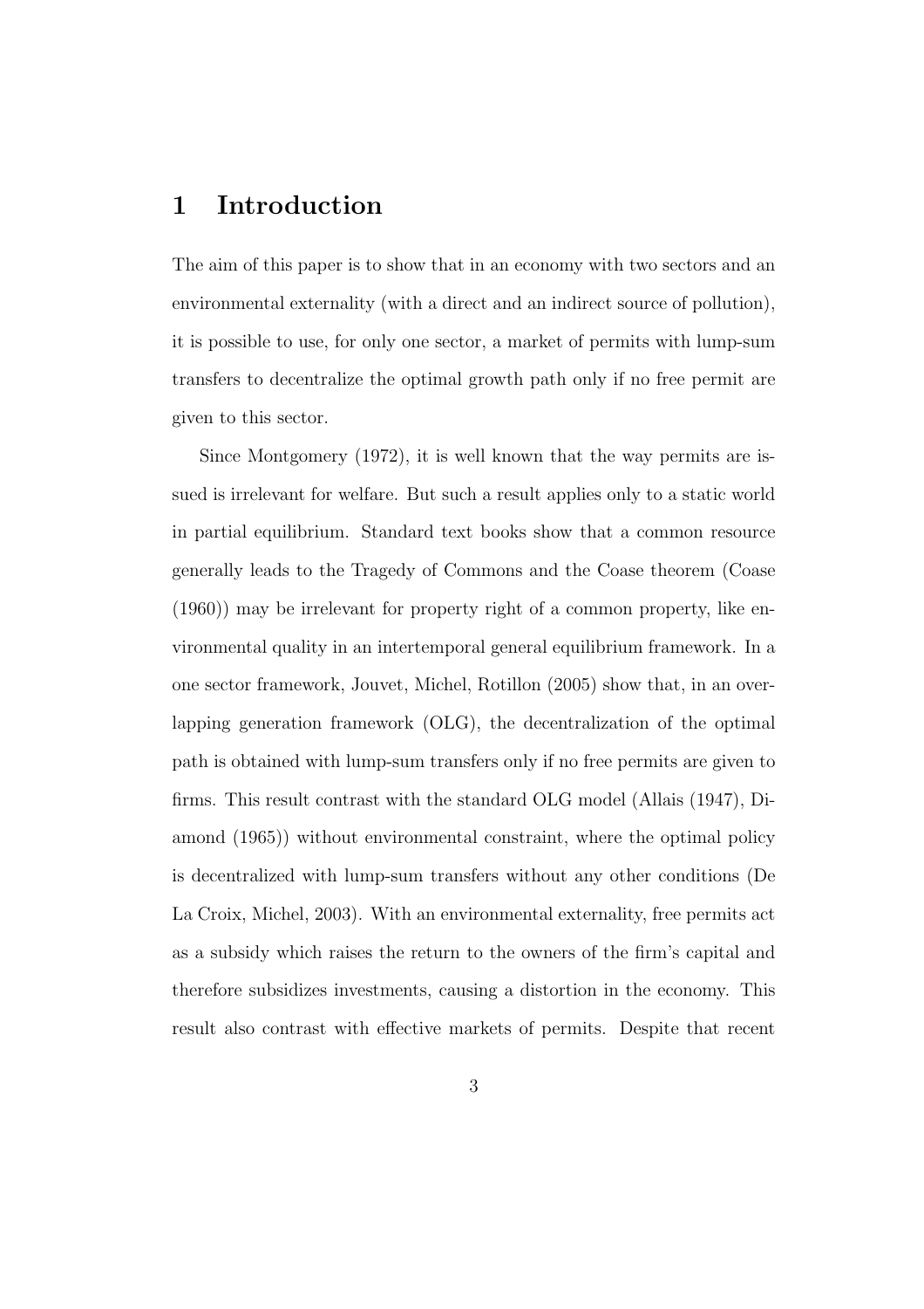# 1 Introduction

The aim of this paper is to show that in an economy with two sectors and an environmental externality (with a direct and an indirect source of pollution), it is possible to use, for only one sector, a market of permits with lump-sum transfers to decentralize the optimal growth path only if no free permit are given to this sector.

Since Montgomery (1972), it is well known that the way permits are issued is irrelevant for welfare. But such a result applies only to a static world in partial equilibrium. Standard text books show that a common resource generally leads to the Tragedy of Commons and the Coase theorem (Coase (1960)) may be irrelevant for property right of a common property, like environmental quality in an intertemporal general equilibrium framework. In a one sector framework, Jouvet, Michel, Rotillon (2005) show that, in an overlapping generation framework (OLG), the decentralization of the optimal path is obtained with lump-sum transfers only if no free permits are given to firms. This result contrast with the standard OLG model (Allais (1947), Diamond (1965)) without environmental constraint, where the optimal policy is decentralized with lump-sum transfers without any other conditions (De La Croix, Michel, 2003). With an environmental externality, free permits act as a subsidy which raises the return to the owners of the firm's capital and therefore subsidizes investments, causing a distortion in the economy. This result also contrast with effective markets of permits. Despite that recent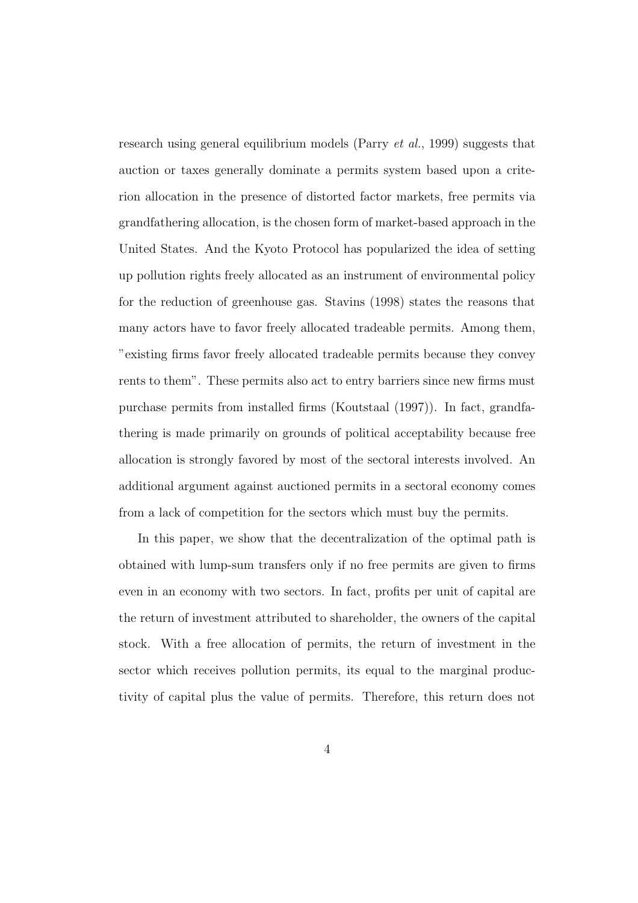research using general equilibrium models (Parry *et al.*, 1999) suggests that auction or taxes generally dominate a permits system based upon a criterion allocation in the presence of distorted factor markets, free permits via grandfathering allocation, is the chosen form of market-based approach in the United States. And the Kyoto Protocol has popularized the idea of setting up pollution rights freely allocated as an instrument of environmental policy for the reduction of greenhouse gas. Stavins (1998) states the reasons that many actors have to favor freely allocated tradeable permits. Among them, "existing firms favor freely allocated tradeable permits because they convey rents to them". These permits also act to entry barriers since new firms must purchase permits from installed firms (Koutstaal (1997)). In fact, grandfathering is made primarily on grounds of political acceptability because free allocation is strongly favored by most of the sectoral interests involved. An additional argument against auctioned permits in a sectoral economy comes from a lack of competition for the sectors which must buy the permits.

In this paper, we show that the decentralization of the optimal path is obtained with lump-sum transfers only if no free permits are given to firms even in an economy with two sectors. In fact, profits per unit of capital are the return of investment attributed to shareholder, the owners of the capital stock. With a free allocation of permits, the return of investment in the sector which receives pollution permits, its equal to the marginal productivity of capital plus the value of permits. Therefore, this return does not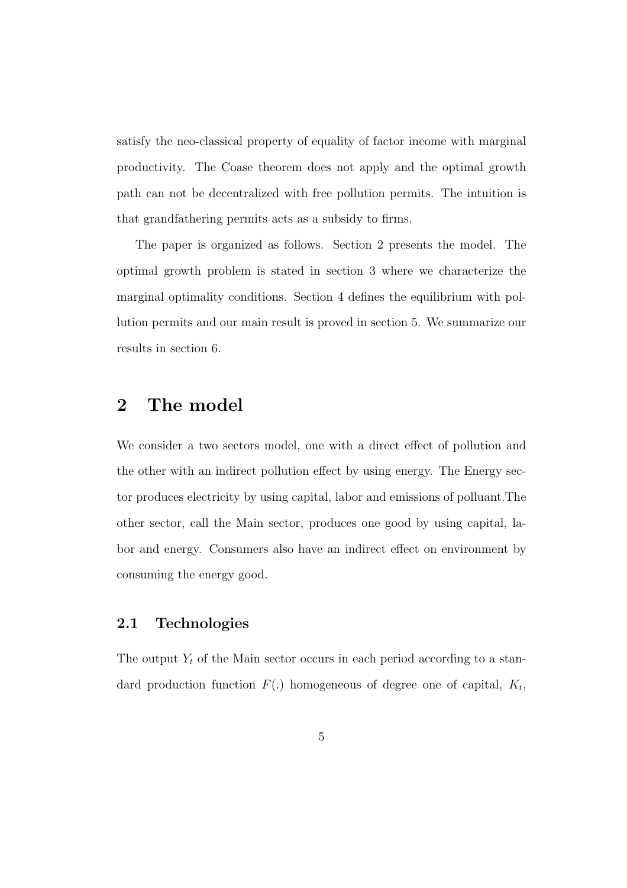satisfy the neo-classical property of equality of factor income with marginal productivity. The Coase theorem does not apply and the optimal growth path can not be decentralized with free pollution permits. The intuition is that grandfathering permits acts as a subsidy to firms.

The paper is organized as follows. Section 2 presents the model. The optimal growth problem is stated in section 3 where we characterize the marginal optimality conditions. Section 4 defines the equilibrium with pollution permits and our main result is proved in section 5. We summarize our results in section 6.

## 2 The model

We consider a two sectors model, one with a direct effect of pollution and the other with an indirect pollution effect by using energy. The Energy sector produces electricity by using capital, labor and emissions of polluant.The other sector, call the Main sector, produces one good by using capital, labor and energy. Consumers also have an indirect effect on environment by consuming the energy good.

### 2.1 Technologies

The output $Y_t$ of the Main sector occurs in each period according to a standard production function $F(.)$ homogeneous of degree one of capital, $K_t$,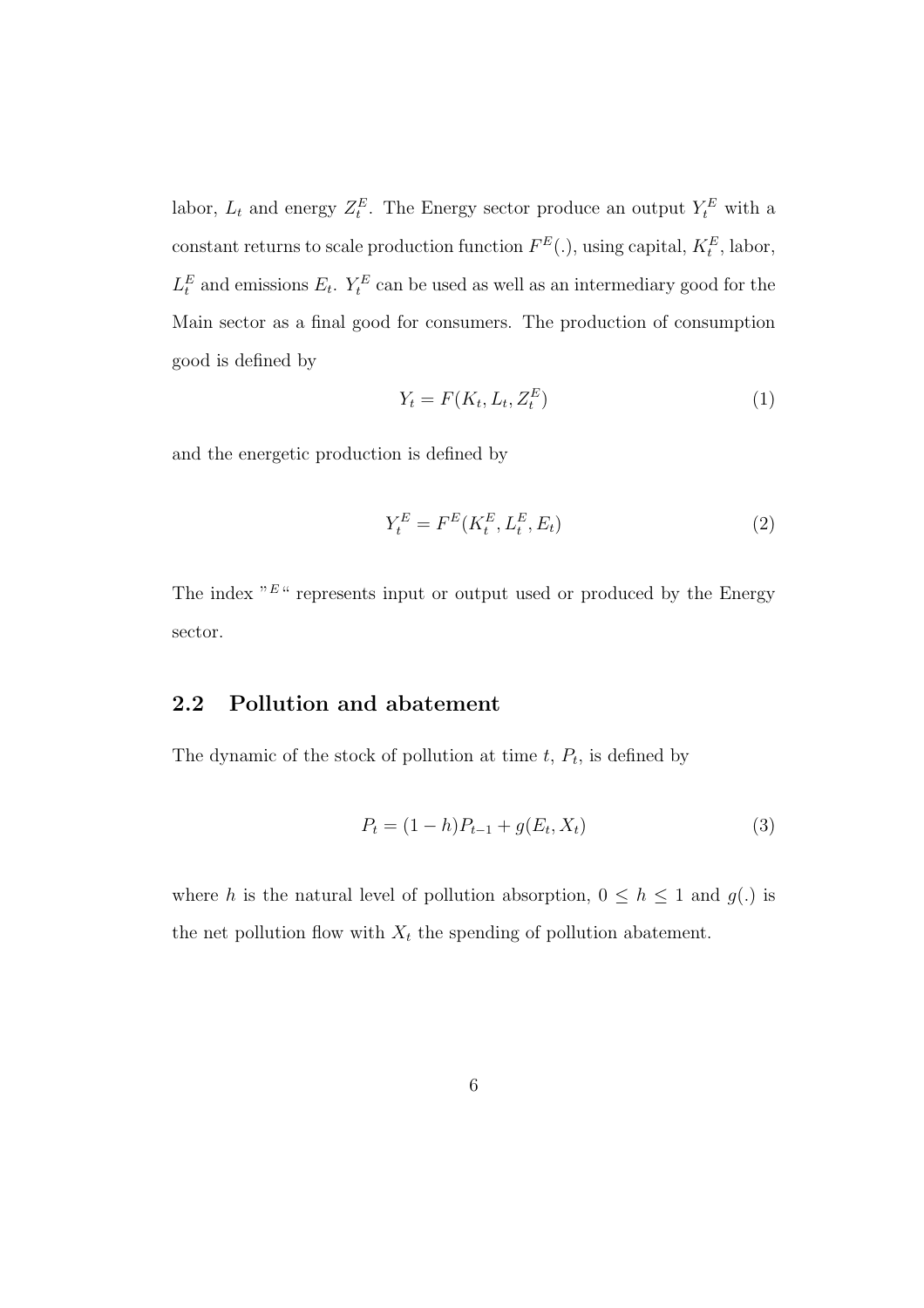labor, $L_t$ and energy $Z_t^E$. The Energy sector produce an output $Y_t^E$ with a constant returns to scale production function $F^E(.)$, using capital, $K_t^E$, labor, $L_t^E$ and emissions $E_t$. $Y_t^E$ can be used as well as an intermediary good for the Main sector as a final good for consumers. The production of consumption good is defined by

$$Y_t = F(K_t, L_t, Z_t^E) \tag{1}$$

and the energetic production is defined by

$$Y_t^E = F^E(K_t^E, L_t^E, E_t) \tag{2}$$

The index "$^E$" represents input or output used or produced by the Energy sector.

## 2.2 Pollution and abatement

The dynamic of the stock of pollution at time $t$, $P_t$, is defined by

$$P_t = (1-h)P_{t-1} + g(E_t, X_t) \tag{3}$$

where $h$ is the natural level of pollution absorption, $0 \leq h \leq 1$ and $g(.)$ is the net pollution flow with $X_t$ the spending of pollution abatement.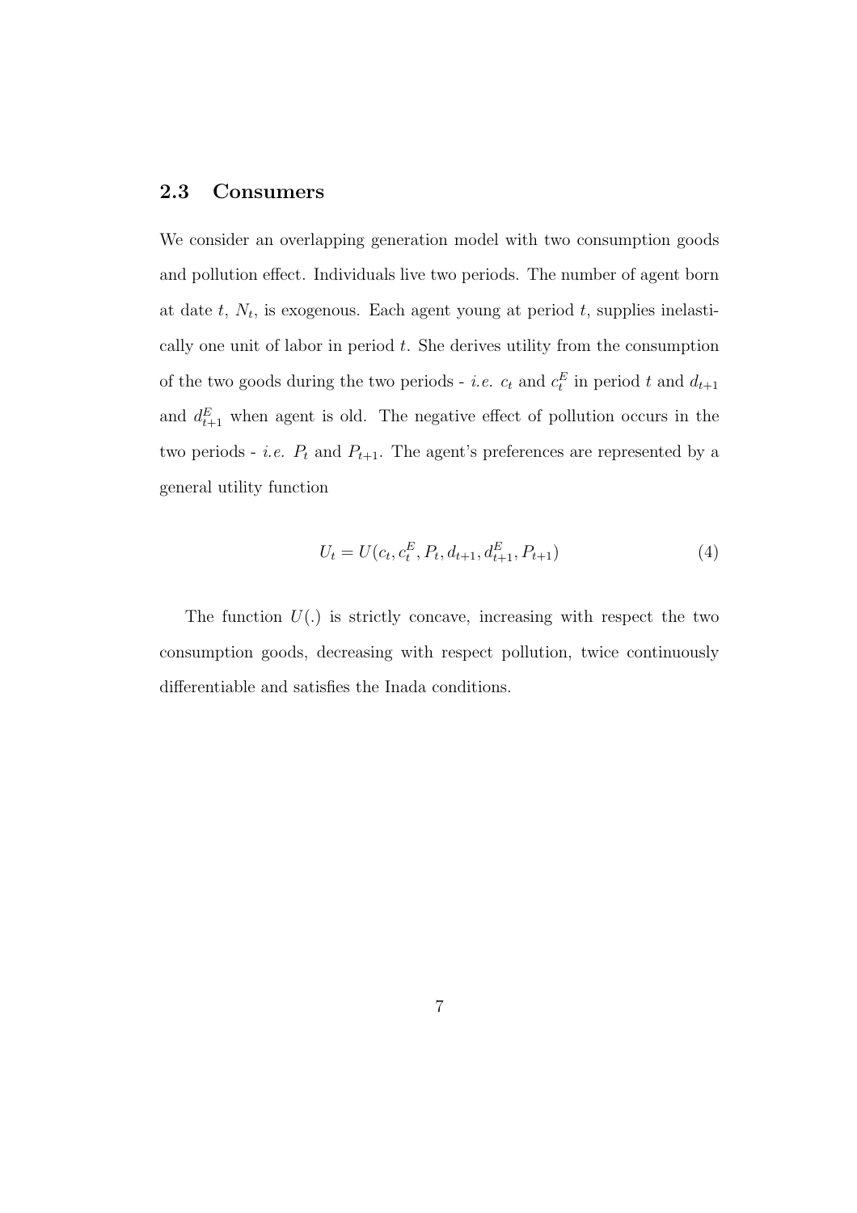### 2.3 Consumers

We consider an overlapping generation model with two consumption goods and pollution effect. Individuals live two periods. The number of agent born at date $t$, $N_t$, is exogenous. Each agent young at period $t$, supplies inelastically one unit of labor in period $t$. She derives utility from the consumption of the two goods during the two periods - *i.e.* $c_t$ and $c_t^E$ in period $t$ and $d_{t+1}$ and $d_{t+1}^E$ when agent is old. The negative effect of pollution occurs in the two periods - *i.e.* $P_t$ and $P_{t+1}$. The agent's preferences are represented by a general utility function

$$U_t = U(c_t, c_t^E, P_t, d_{t+1}, d_{t+1}^E, P_{t+1}) \tag{4}$$

The function $U(.)$ is strictly concave, increasing with respect the two consumption goods, decreasing with respect pollution, twice continuously differentiable and satisfies the Inada conditions.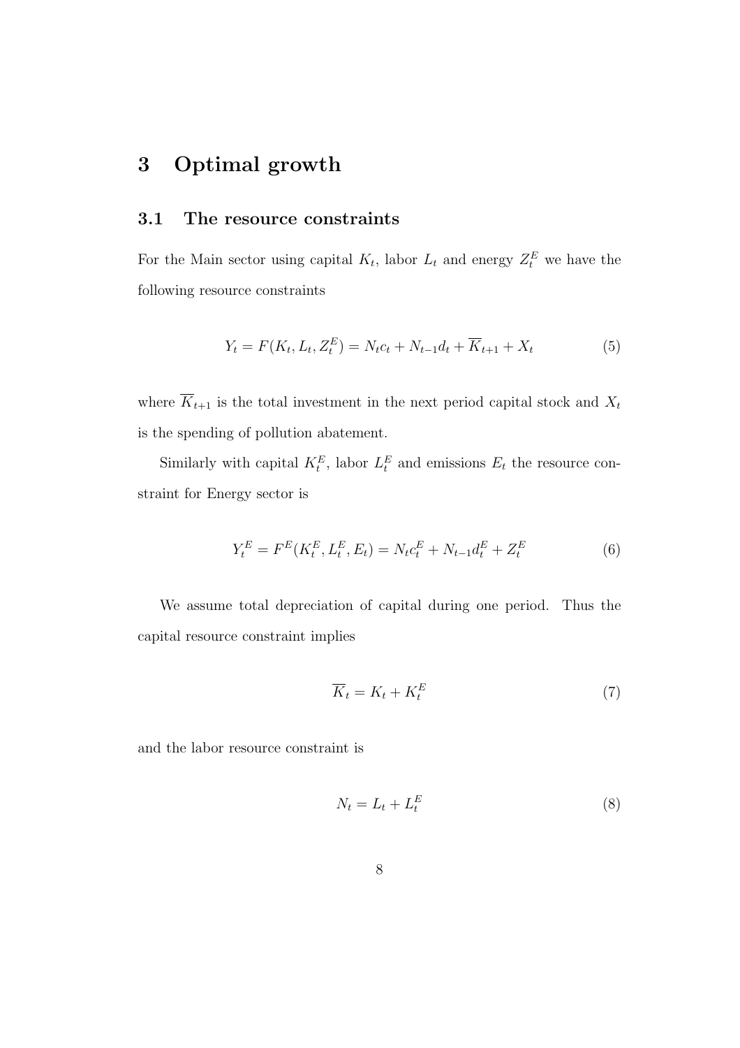# 3 Optimal growth

## 3.1 The resource constraints

For the Main sector using capital $K_t$, labor $L_t$ and energy $Z_t^E$ we have the following resource constraints

$$Y_t = F(K_t, L_t, Z_t^E) = N_t c_t + N_{t-1} d_t + \overline{K}_{t+1} + X_t \tag{5}$$

where $\overline{K}_{t+1}$ is the total investment in the next period capital stock and $X_t$ is the spending of pollution abatement.

Similarly with capital $K_t^E$, labor $L_t^E$ and emissions $E_t$ the resource constraint for Energy sector is

$$Y_t^E = F^E(K_t^E, L_t^E, E_t) = N_t c_t^E + N_{t-1} d_t^E + Z_t^E \tag{6}$$

We assume total depreciation of capital during one period. Thus the capital resource constraint implies

$$\overline{K}_t = K_t + K_t^E \tag{7}$$

and the labor resource constraint is

$$N_t = L_t + L_t^E \tag{8}$$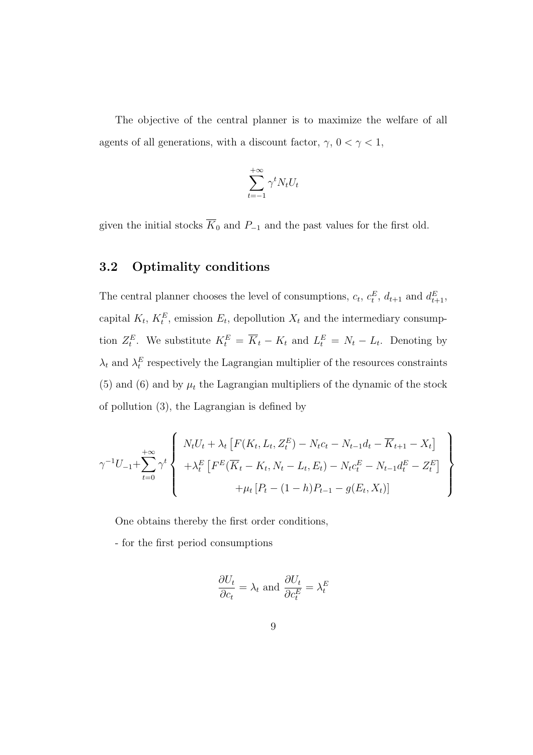The objective of the central planner is to maximize the welfare of all agents of all generations, with a discount factor, $\gamma$, $0 < \gamma < 1$,

$$\sum_{t=-1}^{+\infty} \gamma^t N_t U_t$$

given the initial stocks $\overline{K}_0$ and $P_{-1}$ and the past values for the first old.

## 3.2 Optimality conditions

The central planner chooses the level of consumptions, $c_t$, $c_t^E$, $d_{t+1}$ and $d_{t+1}^E$, capital $K_t$, $K_t^E$, emission $E_t$, depollution $X_t$ and the intermediary consumption $Z_t^E$. We substitute $K_t^E = \overline{K}_t - K_t$ and $L_t^E = N_t - L_t$. Denoting by $\lambda_t$ and $\lambda_t^E$ respectively the Lagrangian multiplier of the resources constraints (5) and (6) and by $\mu_t$ the Lagrangian multipliers of the dynamic of the stock of pollution (3), the Lagrangian is defined by

$$\gamma^{-1} U_{-1} + \sum_{t=0}^{+\infty} \gamma^t \left\{ \begin{array}{c} N_t U_t + \lambda_t \left[ F(K_t, L_t, Z_t^E) - N_t c_t - N_{t-1} d_t - \overline{K}_{t+1} - X_t \right] \\ + \lambda_t^E \left[ F^E(\overline{K}_t - K_t, N_t - L_t, E_t) - N_t c_t^E - N_{t-1} d_t^E - Z_t^E \right] \\ + \mu_t \left[ P_t - (1-h) P_{t-1} - g(E_t, X_t) \right] \end{array} \right\}$$

One obtains thereby the first order conditions,

- for the first period consumptions

$$\frac{\partial U_t}{\partial c_t} = \lambda_t \text{ and } \frac{\partial U_t}{\partial c_t^E} = \lambda_t^E$$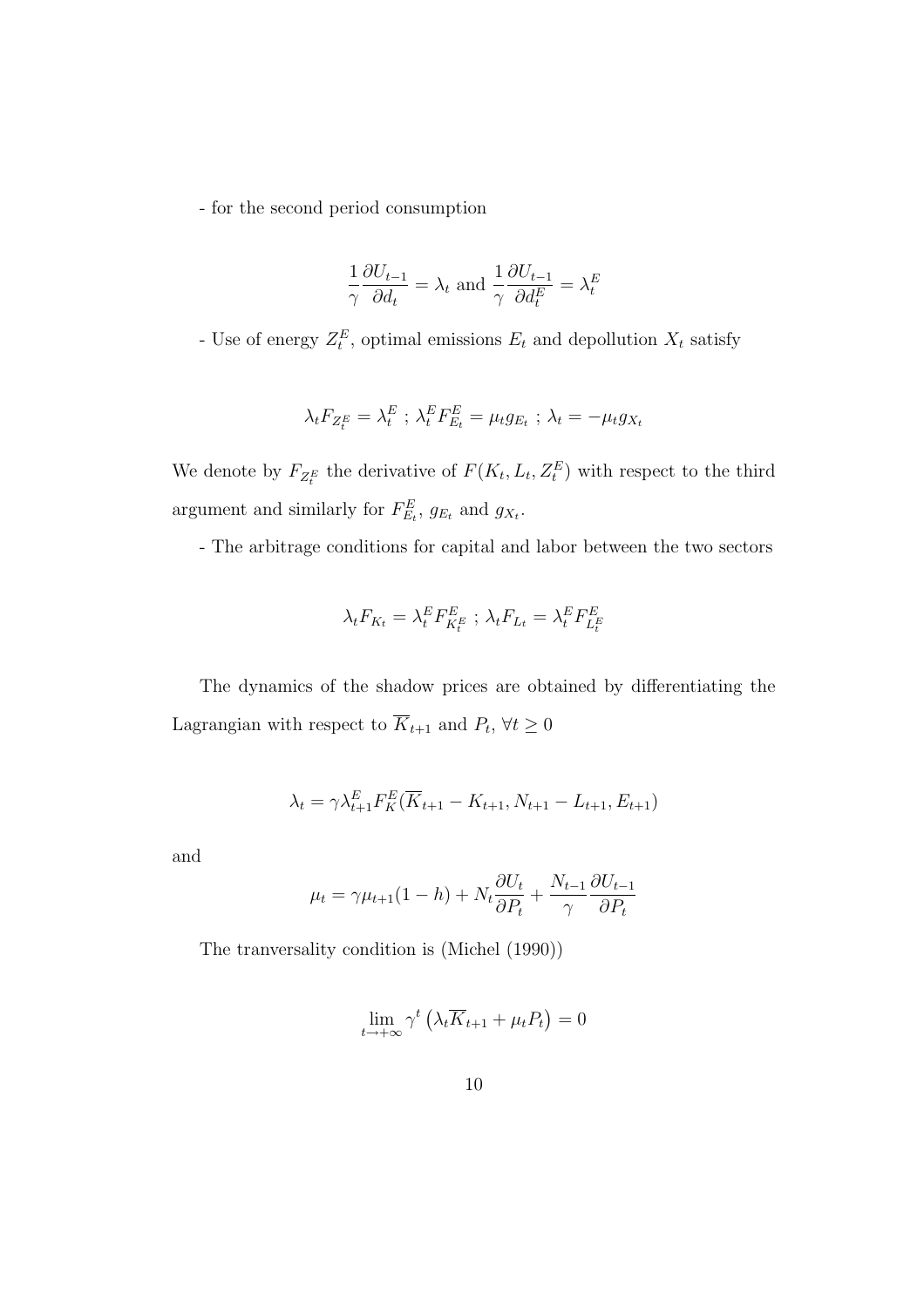- for the second period consumption

$$\frac{1}{\gamma}\frac{\partial U_{t-1}}{\partial d_t} = \lambda_t \text{ and } \frac{1}{\gamma}\frac{\partial U_{t-1}}{\partial d_t^E} = \lambda_t^E$$

- Use of energy $Z_t^E$, optimal emissions $E_t$ and depollution $X_t$ satisfy

$$\lambda_t F_{Z_t^E} = \lambda_t^E \text{ ; } \lambda_t^E F_{E_t}^E = \mu_t g_{E_t} \text{ ; } \lambda_t = -\mu_t g_{X_t}$$

We denote by $F_{Z_t^E}$ the derivative of $F(K_t, L_t, Z_t^E)$ with respect to the third argument and similarly for $F_{E_t}^E$, $g_{E_t}$ and $g_{X_t}$.

- The arbitrage conditions for capital and labor between the two sectors

$$\lambda_t F_{K_t} = \lambda_t^E F_{K_t^E}^E \text{ ; } \lambda_t F_{L_t} = \lambda_t^E F_{L_t^E}^E$$

The dynamics of the shadow prices are obtained by differentiating the Lagrangian with respect to $\overline{K}_{t+1}$ and $P_t$, $\forall t \geq 0$

$$\lambda_t = \gamma \lambda_{t+1}^E F_K^E(\overline{K}_{t+1} - K_{t+1}, N_{t+1} - L_{t+1}, E_{t+1})$$

and

$$\mu_t = \gamma \mu_{t+1}(1-h) + N_t \frac{\partial U_t}{\partial P_t} + \frac{N_{t-1}}{\gamma}\frac{\partial U_{t-1}}{\partial P_t}$$

The tranversality condition is (Michel (1990))

$$\lim_{t \to +\infty} \gamma^t \left(\lambda_t \overline{K}_{t+1} + \mu_t P_t\right) = 0$$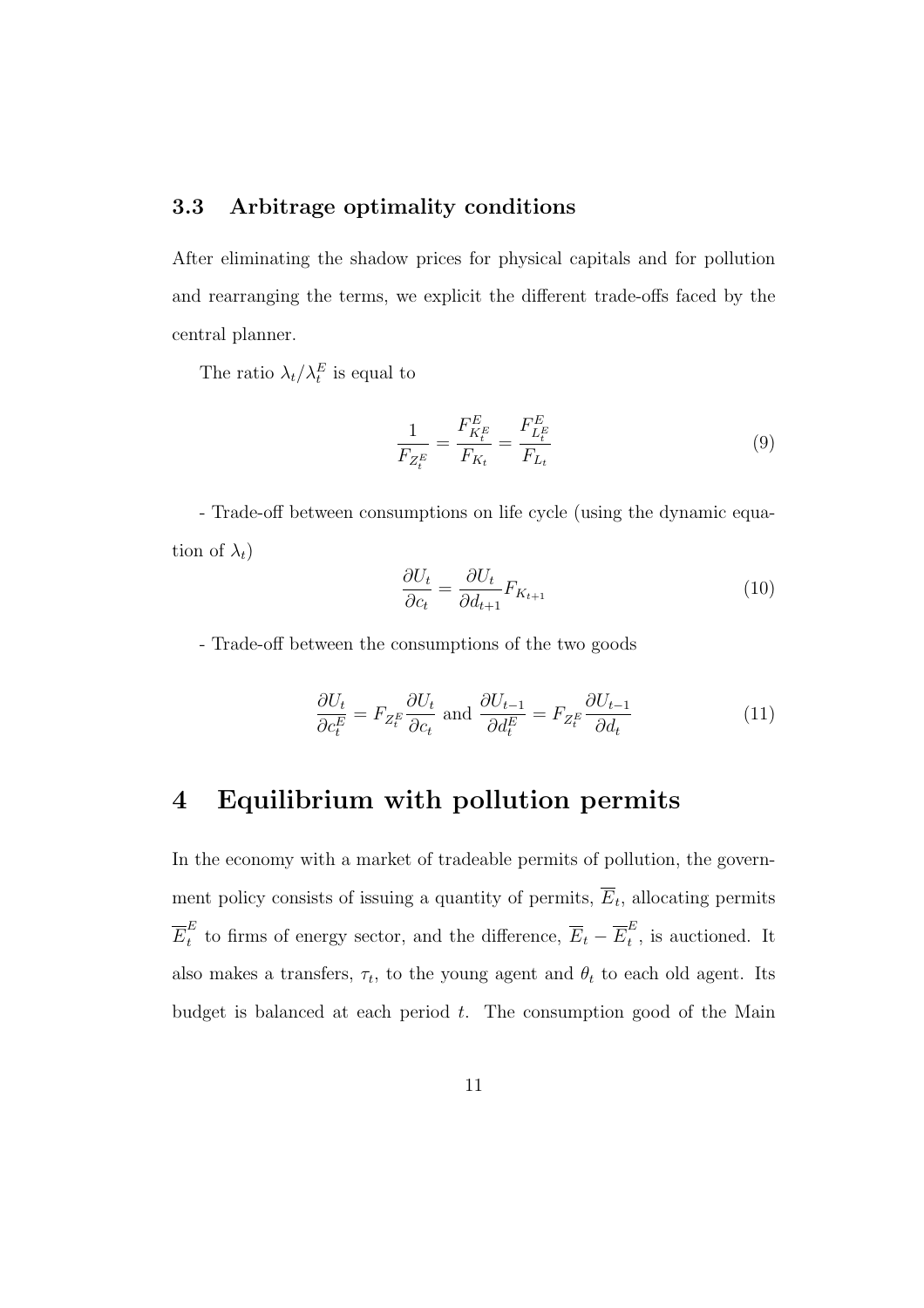### 3.3 Arbitrage optimality conditions

After eliminating the shadow prices for physical capitals and for pollution and rearranging the terms, we explicit the different trade-offs faced by the central planner.

The ratio $\lambda_t/\lambda_t^E$ is equal to

$$\frac{1}{F_{Z_t^E}} = \frac{F^E_{K_t^E}}{F_{K_t}} = \frac{F^E_{L_t^E}}{F_{L_t}} \tag{9}$$

- Trade-off between consumptions on life cycle (using the dynamic equation of $\lambda_t$)

$$\frac{\partial U_t}{\partial c_t} = \frac{\partial U_t}{\partial d_{t+1}} F_{K_{t+1}} \tag{10}$$

- Trade-off between the consumptions of the two goods

$$\frac{\partial U_t}{\partial c_t^E} = F_{Z_t^E} \frac{\partial U_t}{\partial c_t} \text{ and } \frac{\partial U_{t-1}}{\partial d_t^E} = F_{Z_t^E} \frac{\partial U_{t-1}}{\partial d_t} \tag{11}$$

# 4 Equilibrium with pollution permits

In the economy with a market of tradeable permits of pollution, the government policy consists of issuing a quantity of permits, $\overline{E}_t$, allocating permits $\overline{E}_t^E$ to firms of energy sector, and the difference, $\overline{E}_t - \overline{E}_t^E$, is auctioned. It also makes a transfers, $\tau_t$, to the young agent and $\theta_t$ to each old agent. Its budget is balanced at each period $t$. The consumption good of the Main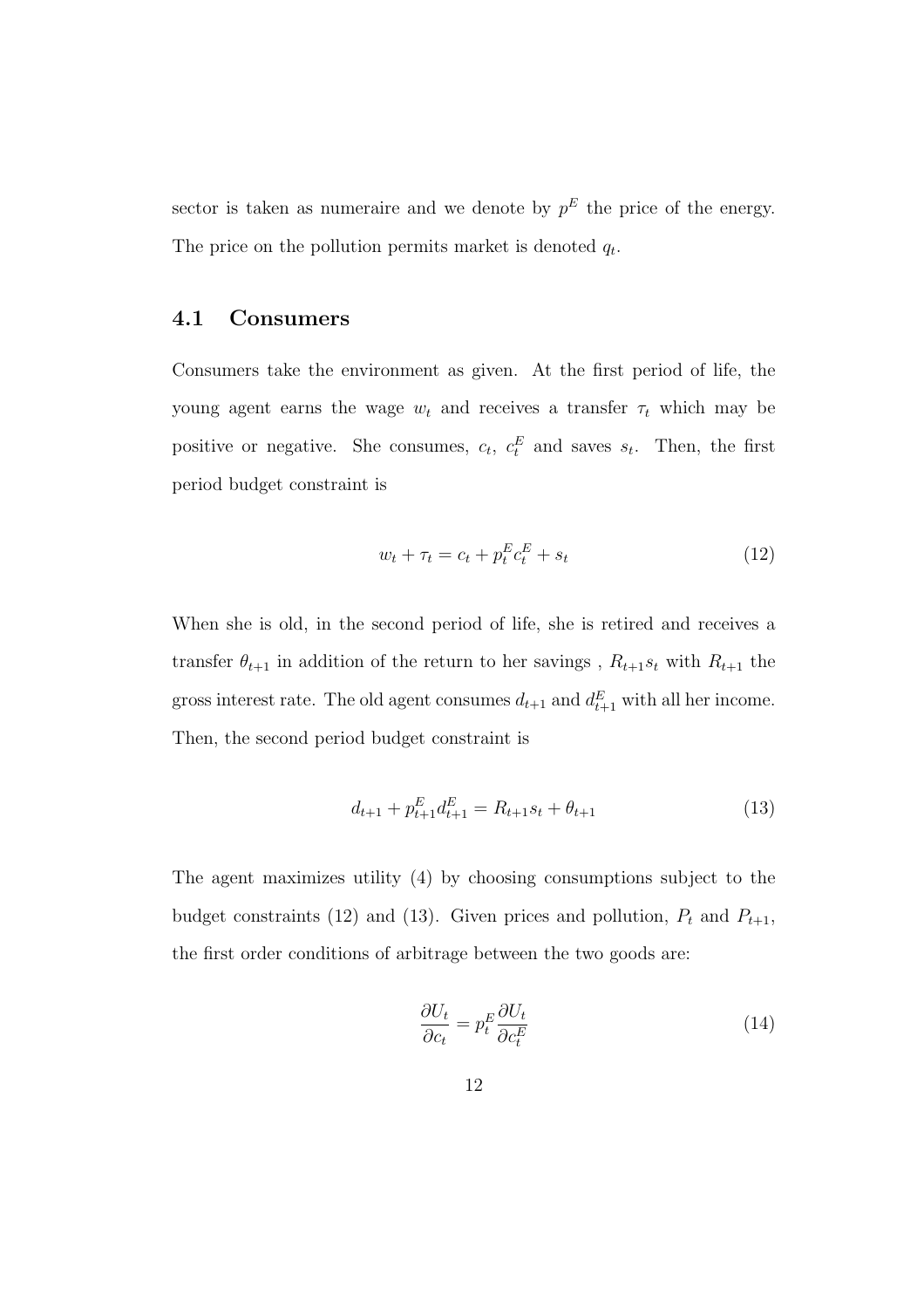sector is taken as numeraire and we denote by $p^E$ the price of the energy. The price on the pollution permits market is denoted $q_t$.

## 4.1 Consumers

Consumers take the environment as given. At the first period of life, the young agent earns the wage $w_t$ and receives a transfer $\tau_t$ which may be positive or negative. She consumes, $c_t$, $c_t^E$ and saves $s_t$. Then, the first period budget constraint is

$$w_t + \tau_t = c_t + p_t^E c_t^E + s_t \tag{12}$$

When she is old, in the second period of life, she is retired and receives a transfer $\theta_{t+1}$ in addition of the return to her savings , $R_{t+1}s_t$ with $R_{t+1}$ the gross interest rate. The old agent consumes $d_{t+1}$ and $d_{t+1}^E$ with all her income. Then, the second period budget constraint is

$$d_{t+1} + p_{t+1}^E d_{t+1}^E = R_{t+1}s_t + \theta_{t+1} \tag{13}$$

The agent maximizes utility (4) by choosing consumptions subject to the budget constraints (12) and (13). Given prices and pollution, $P_t$ and $P_{t+1}$, the first order conditions of arbitrage between the two goods are:

$$\frac{\partial U_t}{\partial c_t} = p_t^E \frac{\partial U_t}{\partial c_t^E} \tag{14}$$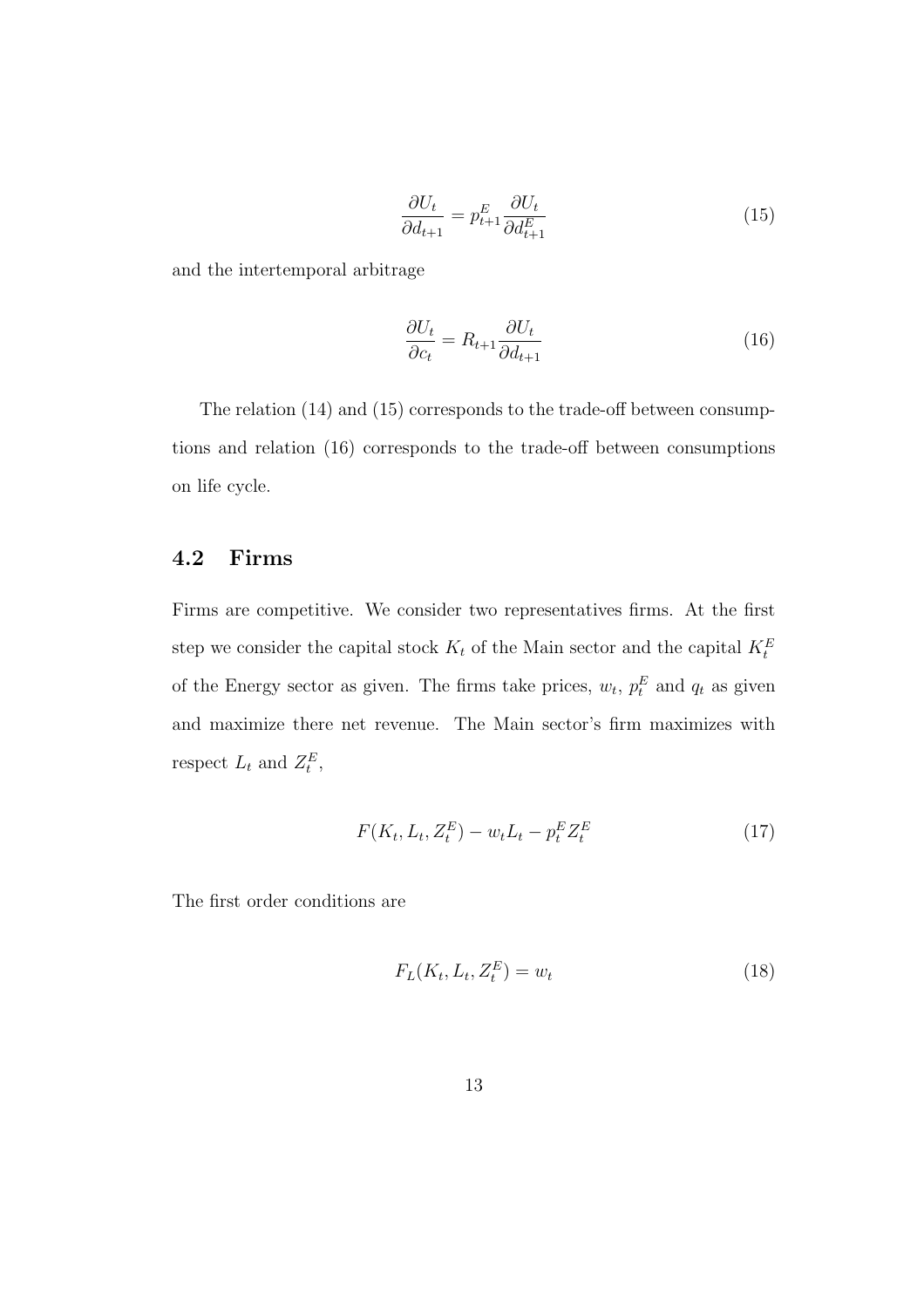$$\frac{\partial U_t}{\partial d_{t+1}} = p^E_{t+1} \frac{\partial U_t}{\partial d^E_{t+1}} \tag{15}$$

and the intertemporal arbitrage

$$\frac{\partial U_t}{\partial c_t} = R_{t+1} \frac{\partial U_t}{\partial d_{t+1}} \tag{16}$$

The relation (14) and (15) corresponds to the trade-off between consumptions and relation (16) corresponds to the trade-off between consumptions on life cycle.

## 4.2 Firms

Firms are competitive. We consider two representatives firms. At the first step we consider the capital stock $K_t$ of the Main sector and the capital $K^E_t$ of the Energy sector as given. The firms take prices, $w_t$, $p^E_t$ and $q_t$ as given and maximize there net revenue. The Main sector's firm maximizes with respect $L_t$ and $Z^E_t$,

$$F(K_t, L_t, Z^E_t) - w_t L_t - p^E_t Z^E_t \tag{17}$$

The first order conditions are

$$F_L(K_t, L_t, Z^E_t) = w_t \tag{18}$$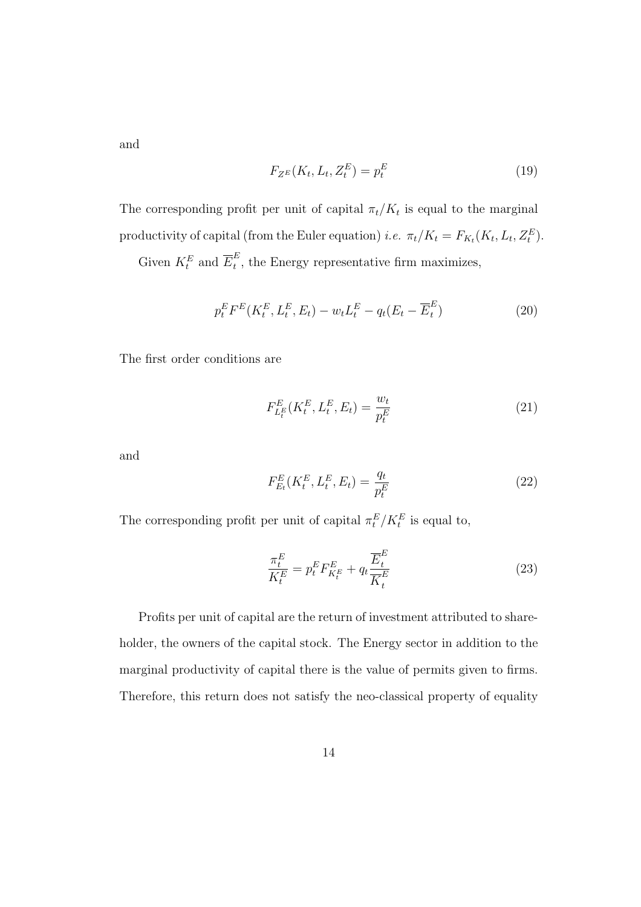and

$$F_{Z^E}(K_t, L_t, Z_t^E) = p_t^E \tag{19}$$

The corresponding profit per unit of capital $\pi_t/K_t$ is equal to the marginal productivity of capital (from the Euler equation) *i.e.* $\pi_t/K_t = F_{K_t}(K_t, L_t, Z_t^E)$.

Given $K_t^E$ and $\overline{E}_t^E$, the Energy representative firm maximizes,

$$p_t^E F^E(K_t^E, L_t^E, E_t) - w_t L_t^E - q_t(E_t - \overline{E}_t^E) \tag{20}$$

The first order conditions are

$$F_{L_t^E}^E(K_t^E, L_t^E, E_t) = \frac{w_t}{p_t^E} \tag{21}$$

and

$$F_{E_t}^E(K_t^E, L_t^E, E_t) = \frac{q_t}{p_t^E} \tag{22}$$

The corresponding profit per unit of capital $\pi_t^E/K_t^E$ is equal to,

$$\frac{\pi_t^E}{K_t^E} = p_t^E F_{K_t^E}^E + q_t \frac{\overline{E}_t^E}{\overline{K}_t^E} \tag{23}$$

Profits per unit of capital are the return of investment attributed to shareholder, the owners of the capital stock. The Energy sector in addition to the marginal productivity of capital there is the value of permits given to firms. Therefore, this return does not satisfy the neo-classical property of equality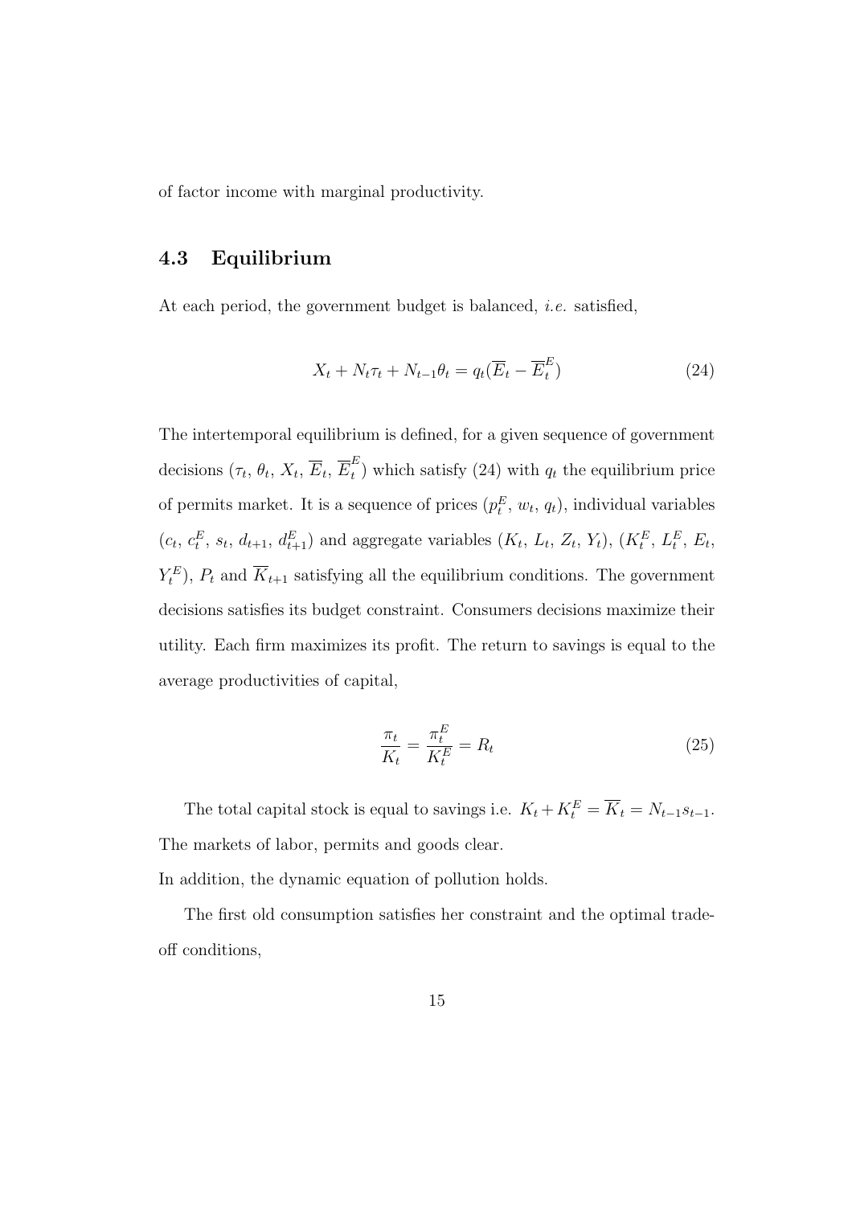of factor income with marginal productivity.

### 4.3 Equilibrium

At each period, the government budget is balanced, *i.e.* satisfied,

$$X_t + N_t\tau_t + N_{t-1}\theta_t = q_t(\overline{E}_t - \overline{E}_t^E) \tag{24}$$

The intertemporal equilibrium is defined, for a given sequence of government decisions ($\tau_t$, $\theta_t$, $X_t$, $\overline{E}_t$, $\overline{E}_t^E$) which satisfy (24) with $q_t$ the equilibrium price of permits market. It is a sequence of prices ($p_t^E$, $w_t$, $q_t$), individual variables ($c_t$, $c_t^E$, $s_t$, $d_{t+1}$, $d_{t+1}^E$) and aggregate variables ($K_t$, $L_t$, $Z_t$, $Y_t$), ($K_t^E$, $L_t^E$, $E_t$, $Y_t^E$), $P_t$ and $\overline{K}_{t+1}$ satisfying all the equilibrium conditions. The government decisions satisfies its budget constraint. Consumers decisions maximize their utility. Each firm maximizes its profit. The return to savings is equal to the average productivities of capital,

$$\frac{\pi_t}{K_t} = \frac{\pi_t^E}{K_t^E} = R_t \tag{25}$$

The total capital stock is equal to savings i.e. $K_t + K_t^E = \overline{K}_t = N_{t-1}s_{t-1}$. The markets of labor, permits and goods clear.
In addition, the dynamic equation of pollution holds.

The first old consumption satisfies her constraint and the optimal trade-off conditions,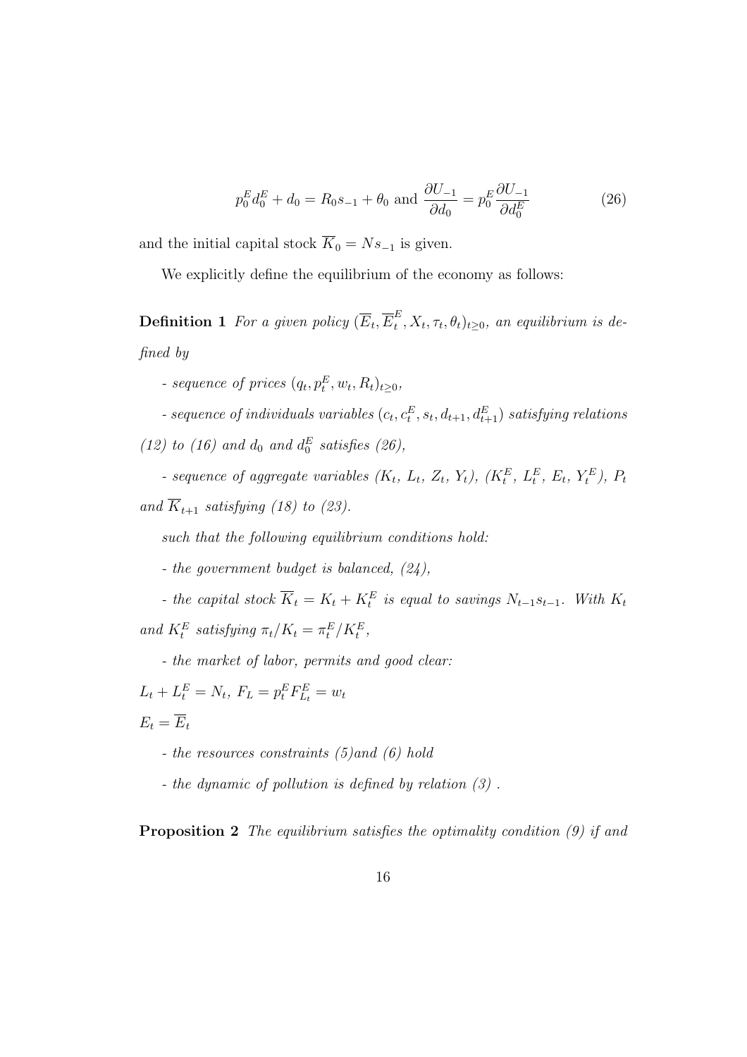$$p_0^E d_0^E + d_0 = R_0 s_{-1} + \theta_0 \text{ and } \frac{\partial U_{-1}}{\partial d_0} = p_0^E \frac{\partial U_{-1}}{\partial d_0^E} \tag{26}$$

and the initial capital stock $\overline{K}_0 = N s_{-1}$ is given.

We explicitly define the equilibrium of the economy as follows:

**Definition 1** *For a given policy $(\overline{E}_t, \overline{E}_t^E, X_t, \tau_t, \theta_t)_{t\geq 0}$, an equilibrium is defined by*

*- sequence of prices $(q_t, p_t^E, w_t, R_t)_{t\geq 0}$,*

*- sequence of individuals variables $(c_t, c_t^E, s_t, d_{t+1}, d_{t+1}^E)$ satisfying relations (12) to (16) and $d_0$ and $d_0^E$ satisfies (26),*

*- sequence of aggregate variables ($K_t$, $L_t$, $Z_t$, $Y_t$), ($K_t^E$, $L_t^E$, $E_t$, $Y_t^E$), $P_t$ and $\overline{K}_{t+1}$ satisfying (18) to (23).*

*such that the following equilibrium conditions hold:*

*- the government budget is balanced, (24),*

*- the capital stock $\overline{K}_t = K_t + K_t^E$ is equal to savings $N_{t-1}s_{t-1}$. With $K_t$ and $K_t^E$ satisfying $\pi_t/K_t = \pi_t^E/K_t^E$,*

*- the market of labor, permits and good clear:*

$L_t + L_t^E = N_t,\ F_L = p_t^E F_{L_t}^E = w_t$

$E_t = \overline{E}_t$

*- the resources constraints (5)and (6) hold*

*- the dynamic of pollution is defined by relation (3) .*

**Proposition 2** *The equilibrium satisfies the optimality condition (9) if and*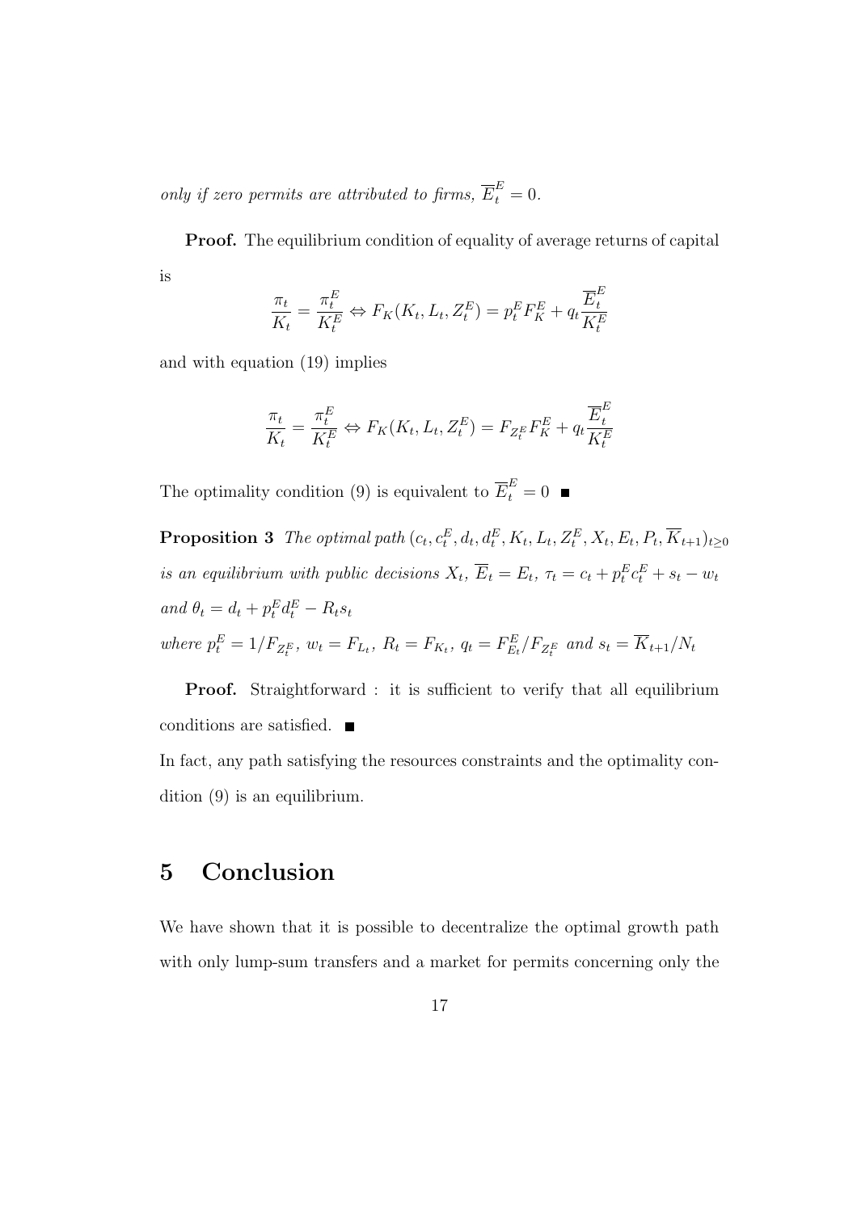*only if zero permits are attributed to firms,* $\overline{E}_t^E = 0$.

**Proof.** The equilibrium condition of equality of average returns of capital is

$$\frac{\pi_t}{K_t} = \frac{\pi_t^E}{K_t^E} \Leftrightarrow F_K(K_t, L_t, Z_t^E) = p_t^E F_K^E + q_t \frac{\overline{E}_t^E}{K_t^E}$$

and with equation (19) implies

$$\frac{\pi_t}{K_t} = \frac{\pi_t^E}{K_t^E} \Leftrightarrow F_K(K_t, L_t, Z_t^E) = F_{Z_t^E} F_K^E + q_t \frac{\overline{E}_t^E}{K_t^E}$$

The optimality condition (9) is equivalent to $\overline{E}_t^E = 0$ ■

**Proposition 3** *The optimal path* $(c_t, c_t^E, d_t, d_t^E, K_t, L_t, Z_t^E, X_t, E_t, P_t, \overline{K}_{t+1})_{t \geq 0}$ *is an equilibrium with public decisions* $X_t$, $\overline{E}_t = E_t$, $\tau_t = c_t + p_t^E c_t^E + s_t - w_t$ *and* $\theta_t = d_t + p_t^E d_t^E - R_t s_t$
*where* $p_t^E = 1/F_{Z_t^E}$, $w_t = F_{L_t}$, $R_t = F_{K_t}$, $q_t = F_{E_t}^E / F_{Z_t^E}$ *and* $s_t = \overline{K}_{t+1}/N_t$

**Proof.** Straightforward : it is sufficient to verify that all equilibrium conditions are satisfied. ■

In fact, any path satisfying the resources constraints and the optimality condition (9) is an equilibrium.

# 5 Conclusion

We have shown that it is possible to decentralize the optimal growth path with only lump-sum transfers and a market for permits concerning only the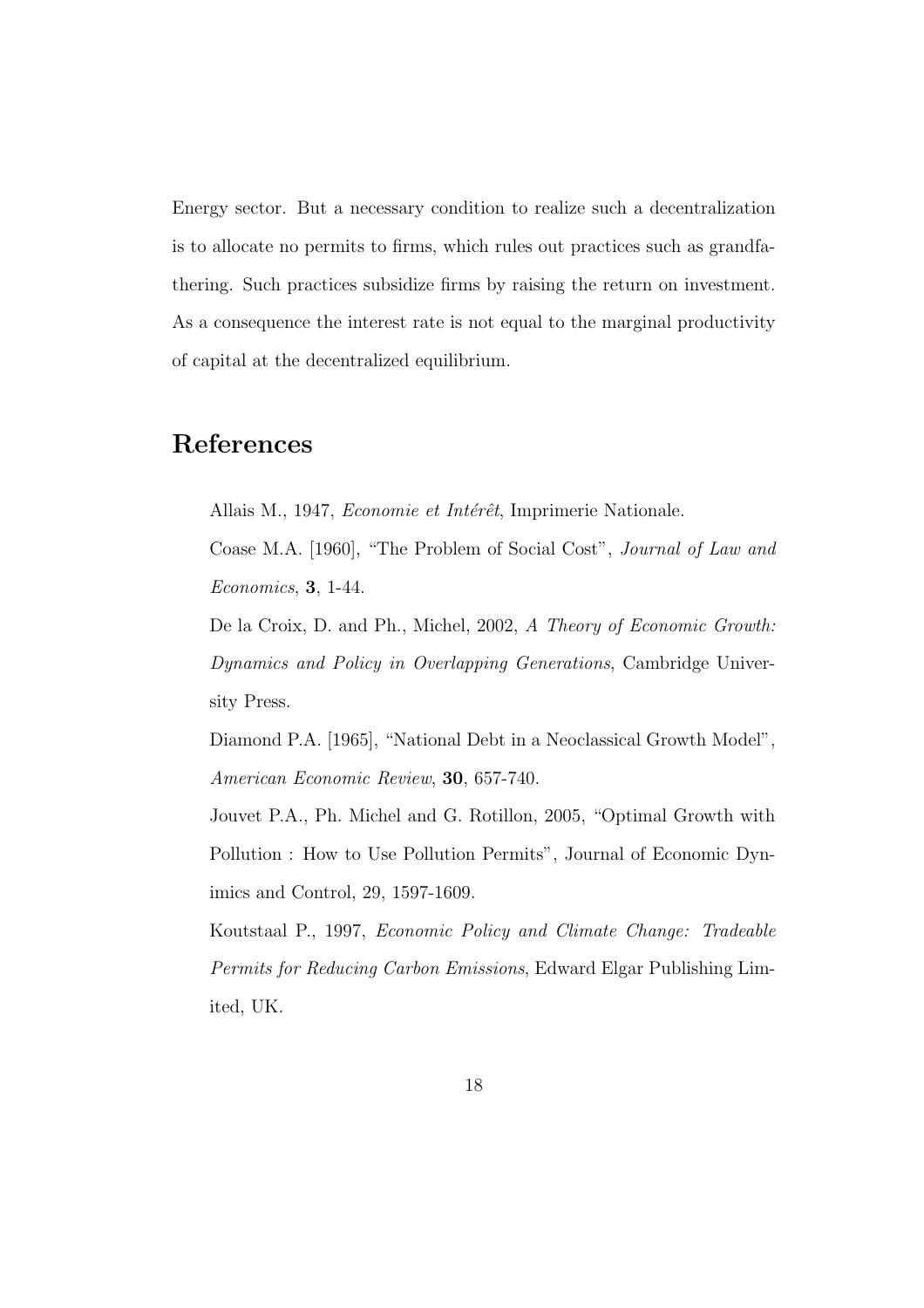Energy sector. But a necessary condition to realize such a decentralization is to allocate no permits to firms, which rules out practices such as grandfathering. Such practices subsidize firms by raising the return on investment. As a consequence the interest rate is not equal to the marginal productivity of capital at the decentralized equilibrium.

## References

Allais M., 1947, *Economie et Intérêt*, Imprimerie Nationale.

Coase M.A. [1960], "The Problem of Social Cost", *Journal of Law and Economics*, **3**, 1-44.

De la Croix, D. and Ph., Michel, 2002, *A Theory of Economic Growth: Dynamics and Policy in Overlapping Generations*, Cambridge University Press.

Diamond P.A. [1965], "National Debt in a Neoclassical Growth Model", *American Economic Review*, **30**, 657-740.

Jouvet P.A., Ph. Michel and G. Rotillon, 2005, "Optimal Growth with Pollution : How to Use Pollution Permits", Journal of Economic Dynimics and Control, 29, 1597-1609.

Koutstaal P., 1997, *Economic Policy and Climate Change: Tradeable Permits for Reducing Carbon Emissions*, Edward Elgar Publishing Limited, UK.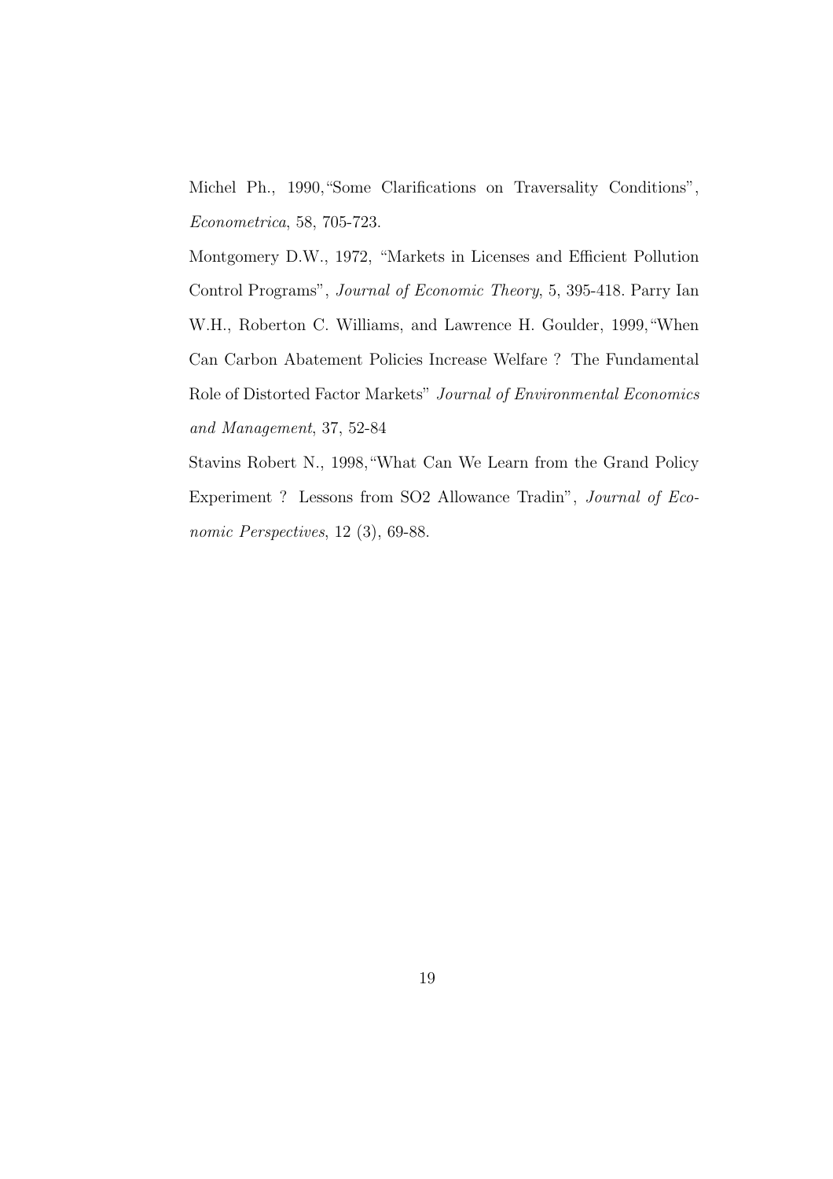Michel Ph., 1990,"Some Clarifications on Traversality Conditions", *Econometrica*, 58, 705-723.

Montgomery D.W., 1972, "Markets in Licenses and Efficient Pollution Control Programs", *Journal of Economic Theory*, 5, 395-418. Parry Ian W.H., Roberton C. Williams, and Lawrence H. Goulder, 1999,"When Can Carbon Abatement Policies Increase Welfare ? The Fundamental Role of Distorted Factor Markets" *Journal of Environmental Economics and Management*, 37, 52-84

Stavins Robert N., 1998,"What Can We Learn from the Grand Policy Experiment ? Lessons from SO2 Allowance Tradin", *Journal of Economic Perspectives*, 12 (3), 69-88.